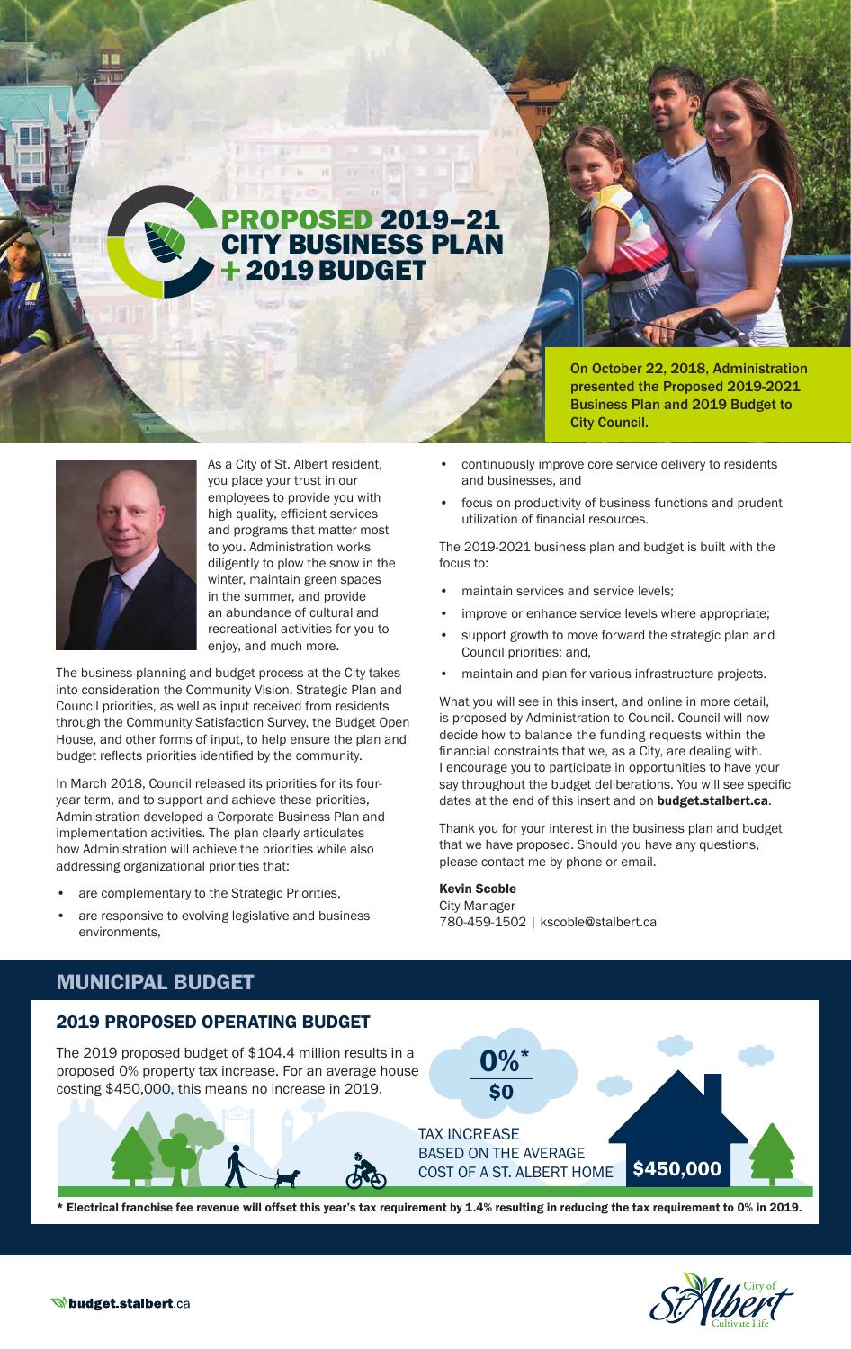# PROPOSED 2019–21 CITY BUSINESS PLAN + 2019 BUDGET

**On October 22, 2018, Administration presented the Proposed 2019-2021 Business Plan and 2019 Budget to City Council.**

As a City of St. Albert resident, you place your trust in our employees to provide you with high quality, efficient services and programs that matter most to you. Administration works diligently to plow the snow in the winter, maintain green spaces in the summer, and provide an abundance of cultural and recreational activities for you to enjoy, and much more.

The business planning and budget process at the City takes into consideration the Community Vision, Strategic Plan and Council priorities, as well as input received from residents through the Community Satisfaction Survey, the Budget Open House, and other forms of input, to help ensure the plan and budget reflects priorities identified by the community.

In March 2018, Council released its priorities for its four-year term, and to support and achieve these priorities, Administration developed a Corporate Business Plan and implementation activities. The plan clearly articulates how Administration will achieve the priorities while also addressing organizational priorities that:

- are complementary to the Strategic Priorities,
- are responsive to evolving legislative and business environments,
- continuously improve core service delivery to residents and businesses, and
- focus on productivity of business functions and prudent utilization of financial resources.

The 2019-2021 business plan and budget is built with the focus to:

- maintain services and service levels;
- improve or enhance service levels where appropriate;
- support growth to move forward the strategic plan and Council priorities; and,
- maintain and plan for various infrastructure projects.

What you will see in this insert, and online in more detail, is proposed by Administration to Council. Council will now decide how to balance the funding requests within the financial constraints that we, as a City, are dealing with. I encourage you to participate in opportunities to have your say throughout the budget deliberations. You will see specific dates at the end of this insert and on **budget.stalbert.ca**.

Thank you for your interest in the business plan and budget that we have proposed. Should you have any questions, please contact me by phone or email.

**Kevin Scoble**
City Manager
780-459-1502 | kscoble@stalbert.ca

## MUNICIPAL BUDGET

### 2019 PROPOSED OPERATING BUDGET

The 2019 proposed budget of $104.4 million results in a proposed 0% property tax increase. For an average house costing $450,000, this means no increase in 2019.

**0%*** 
**$0**

TAX INCREASE BASED ON THE AVERAGE COST OF A ST. ALBERT HOME **$450,000**

**\* Electrical franchise fee revenue will offset this year's tax requirement by 1.4% resulting in reducing the tax requirement to 0% in 2019.**

budget.stalbert.ca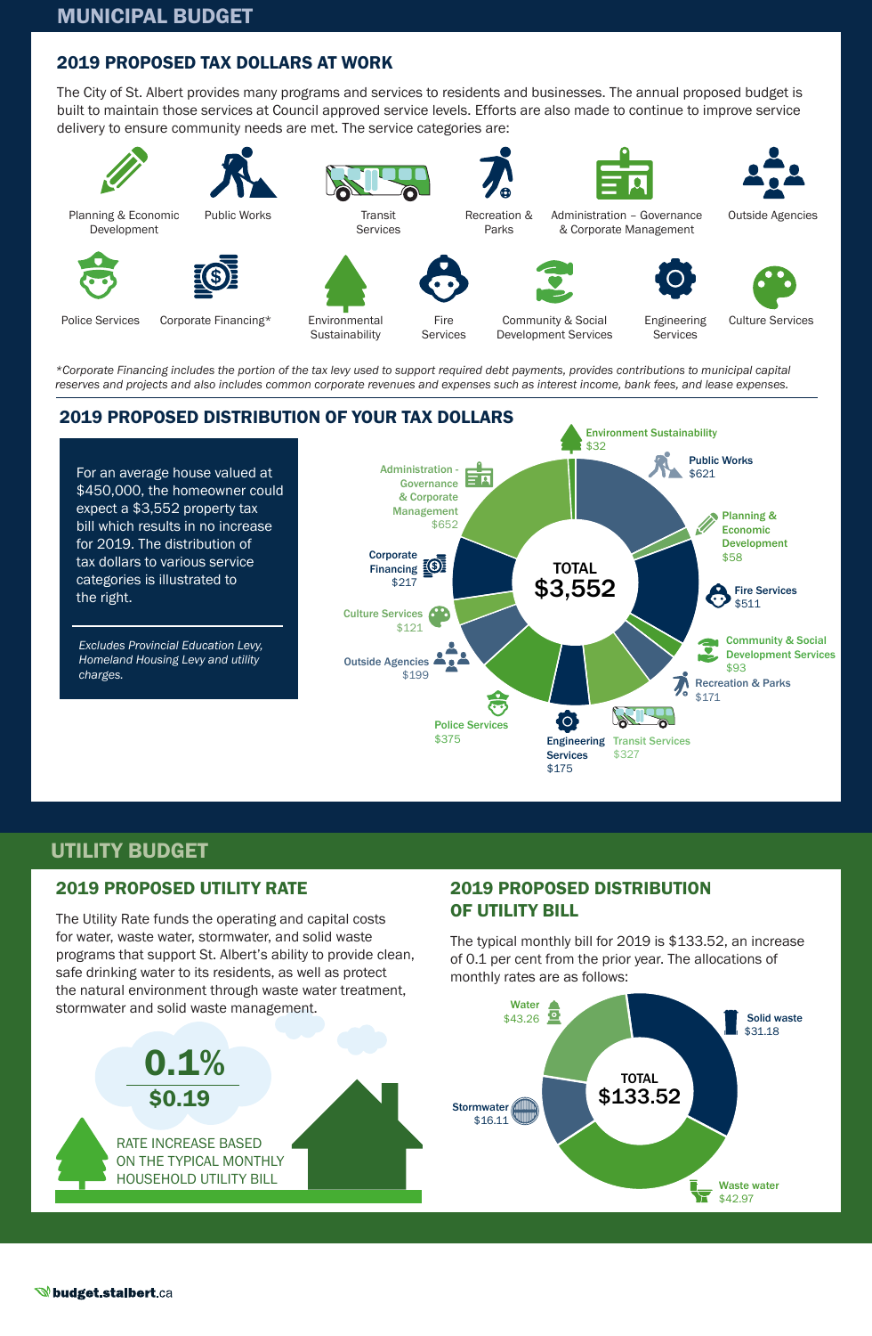# MUNICIPAL BUDGET

## 2019 PROPOSED TAX DOLLARS AT WORK

The City of St. Albert provides many programs and services to residents and businesses. The annual proposed budget is built to maintain those services at Council approved service levels. Efforts are also made to continue to improve service delivery to ensure community needs are met. The service categories are:

- Planning & Economic Development
- Public Works
- Transit Services
- Recreation & Parks
- Administration – Governance & Corporate Management
- Outside Agencies
- Police Services
- Corporate Financing*
- Environmental Sustainability
- Fire Services
- Community & Social Development Services
- Engineering Services
- Culture Services

*\*Corporate Financing includes the portion of the tax levy used to support required debt payments, provides contributions to municipal capital reserves and projects and also includes common corporate revenues and expenses such as interest income, bank fees, and lease expenses.*

## 2019 PROPOSED DISTRIBUTION OF YOUR TAX DOLLARS

For an average house valued at $450,000, the homeowner could expect a $3,552 property tax bill which results in no increase for 2019. The distribution of tax dollars to various service categories is illustrated to the right.

*Excludes Provincial Education Levy, Homeland Housing Levy and utility charges.*

| Service Category | Amount |
|---|---|
| Environment Sustainability | $32 |
| Public Works | $621 |
| Planning & Economic Development | $58 |
| Fire Services | $511 |
| Community & Social Development Services | $93 |
| Recreation & Parks | $171 |
| Transit Services | $327 |
| Engineering Services | $175 |
| Police Services | $375 |
| Outside Agencies | $199 |
| Culture Services | $121 |
| Corporate Financing | $217 |
| Administration - Governance & Corporate Management | $652 |
| **TOTAL** | **$3,552** |

# UTILITY BUDGET

## 2019 PROPOSED UTILITY RATE

The Utility Rate funds the operating and capital costs for water, waste water, stormwater, and solid waste programs that support St. Albert's ability to provide clean, safe drinking water to its residents, as well as protect the natural environment through waste water treatment, stormwater and solid waste management.

**0.1%**

**$0.19**

RATE INCREASE BASED ON THE TYPICAL MONTHLY HOUSEHOLD UTILITY BILL

## 2019 PROPOSED DISTRIBUTION OF UTILITY BILL

The typical monthly bill for 2019 is $133.52, an increase of 0.1 per cent from the prior year. The allocations of monthly rates are as follows:

| Utility | Amount |
|---|---|
| Water | $43.26 |
| Solid waste | $31.18 |
| Waste water | $42.97 |
| Stormwater | $16.11 |
| **TOTAL** | **$133.52** |

budget.stalbert.ca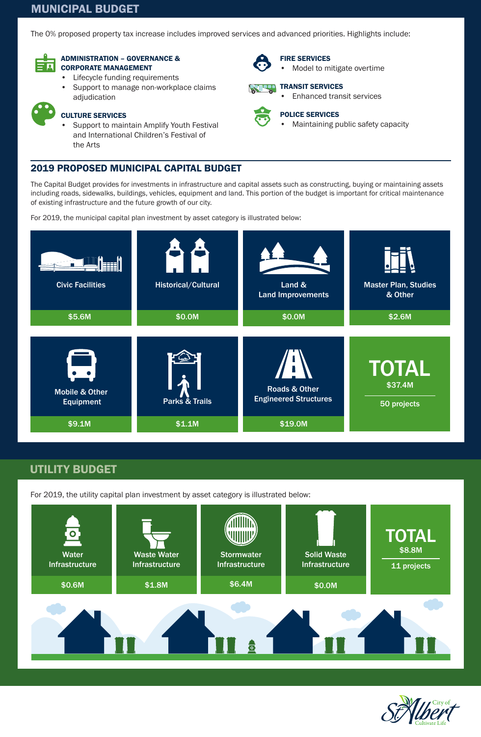# MUNICIPAL BUDGET

The 0% proposed property tax increase includes improved services and advanced priorities. Highlights include:

**ADMINISTRATION – GOVERNANCE & CORPORATE MANAGEMENT**

- Lifecycle funding requirements
- Support to manage non-workplace claims adjudication

**CULTURE SERVICES**

- Support to maintain Amplify Youth Festival and International Children's Festival of the Arts

**FIRE SERVICES**

- Model to mitigate overtime

**TRANSIT SERVICES**

- Enhanced transit services

**POLICE SERVICES**

- Maintaining public safety capacity

## 2019 PROPOSED MUNICIPAL CAPITAL BUDGET

The Capital Budget provides for investments in infrastructure and capital assets such as constructing, buying or maintaining assets including roads, sidewalks, buildings, vehicles, equipment and land. This portion of the budget is important for critical maintenance of existing infrastructure and the future growth of our city.

For 2019, the municipal capital plan investment by asset category is illustrated below:

| Asset Category | Investment |
|---|---|
| Civic Facilities | $5.6M |
| Historical/Cultural | $0.0M |
| Land & Land Improvements | $0.0M |
| Master Plan, Studies & Other | $2.6M |
| Mobile & Other Equipment | $9.1M |
| Parks & Trails | $1.1M |
| Roads & Other Engineered Structures | $19.0M |
| **TOTAL** | **$37.4M** (50 projects) |

# UTILITY BUDGET

For 2019, the utility capital plan investment by asset category is illustrated below:

| Asset Category | Investment |
|---|---|
| Water Infrastructure | $0.6M |
| Waste Water Infrastructure | $1.8M |
| Stormwater Infrastructure | $6.4M |
| Solid Waste Infrastructure | $0.0M |
| **TOTAL** | **$8.8M** (11 projects) |

City of St. Albert – Cultivate Life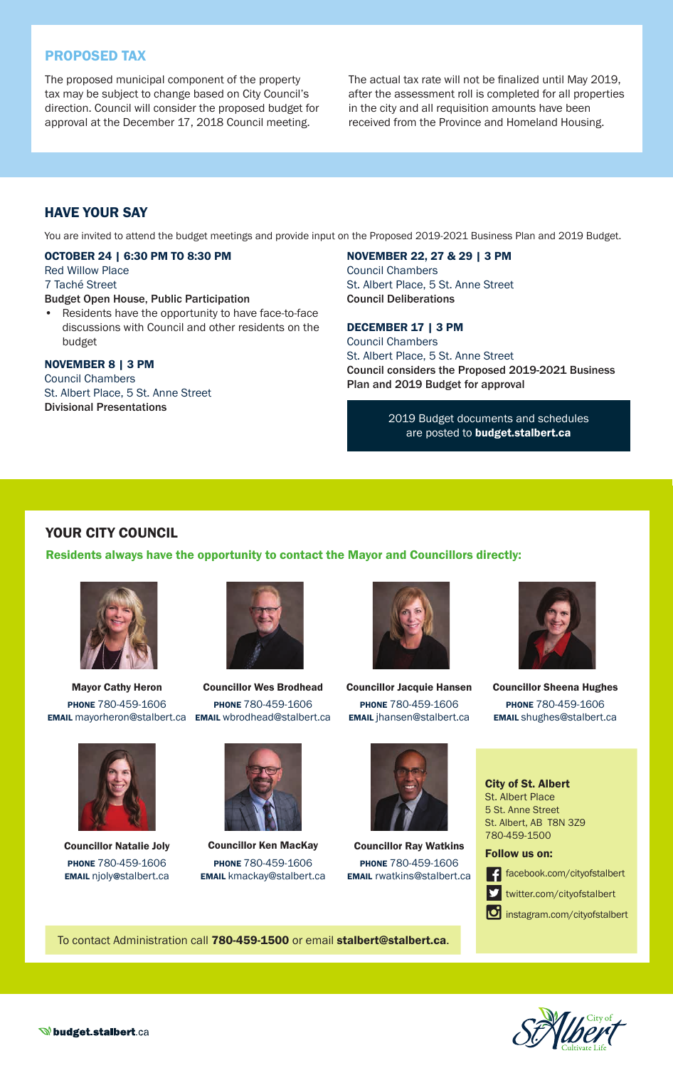## PROPOSED TAX

The proposed municipal component of the property tax may be subject to change based on City Council's direction. Council will consider the proposed budget for approval at the December 17, 2018 Council meeting.

The actual tax rate will not be finalized until May 2019, after the assessment roll is completed for all properties in the city and all requisition amounts have been received from the Province and Homeland Housing.

## HAVE YOUR SAY

You are invited to attend the budget meetings and provide input on the Proposed 2019-2021 Business Plan and 2019 Budget.

**OCTOBER 24 | 6:30 PM TO 8:30 PM**
Red Willow Place
7 Taché Street
**Budget Open House, Public Participation**

- Residents have the opportunity to have face-to-face discussions with Council and other residents on the budget

**NOVEMBER 8 | 3 PM**
Council Chambers
St. Albert Place, 5 St. Anne Street
**Divisional Presentations**

**NOVEMBER 22, 27 & 29 | 3 PM**
Council Chambers
St. Albert Place, 5 St. Anne Street
**Council Deliberations**

**DECEMBER 17 | 3 PM**
Council Chambers
St. Albert Place, 5 St. Anne Street
**Council considers the Proposed 2019-2021 Business Plan and 2019 Budget for approval**

2019 Budget documents and schedules are posted to **budget.stalbert.ca**

## YOUR CITY COUNCIL

**Residents always have the opportunity to contact the Mayor and Councillors directly:**

**Mayor Cathy Heron**
**PHONE** 780-459-1606
**EMAIL** mayorheron@stalbert.ca

**Councillor Wes Brodhead**
**PHONE** 780-459-1606
**EMAIL** wbrodhead@stalbert.ca

**Councillor Jacquie Hansen**
**PHONE** 780-459-1606
**EMAIL** jhansen@stalbert.ca

**Councillor Sheena Hughes**
**PHONE** 780-459-1606
**EMAIL** shughes@stalbert.ca

**Councillor Natalie Joly**
**PHONE** 780-459-1606
**EMAIL** njoly@stalbert.ca

**Councillor Ken MacKay**
**PHONE** 780-459-1606
**EMAIL** kmackay@stalbert.ca

**Councillor Ray Watkins**
**PHONE** 780-459-1606
**EMAIL** rwatkins@stalbert.ca

**City of St. Albert**
St. Albert Place
5 St. Anne Street
St. Albert, AB T8N 3Z9
780-459-1500

**Follow us on:**
facebook.com/cityofstalbert
twitter.com/cityofstalbert
instagram.com/cityofstalbert

To contact Administration call **780-459-1500** or email **stalbert@stalbert.ca**.

**budget.stalbert**.ca

City of St. Albert — Cultivate Life